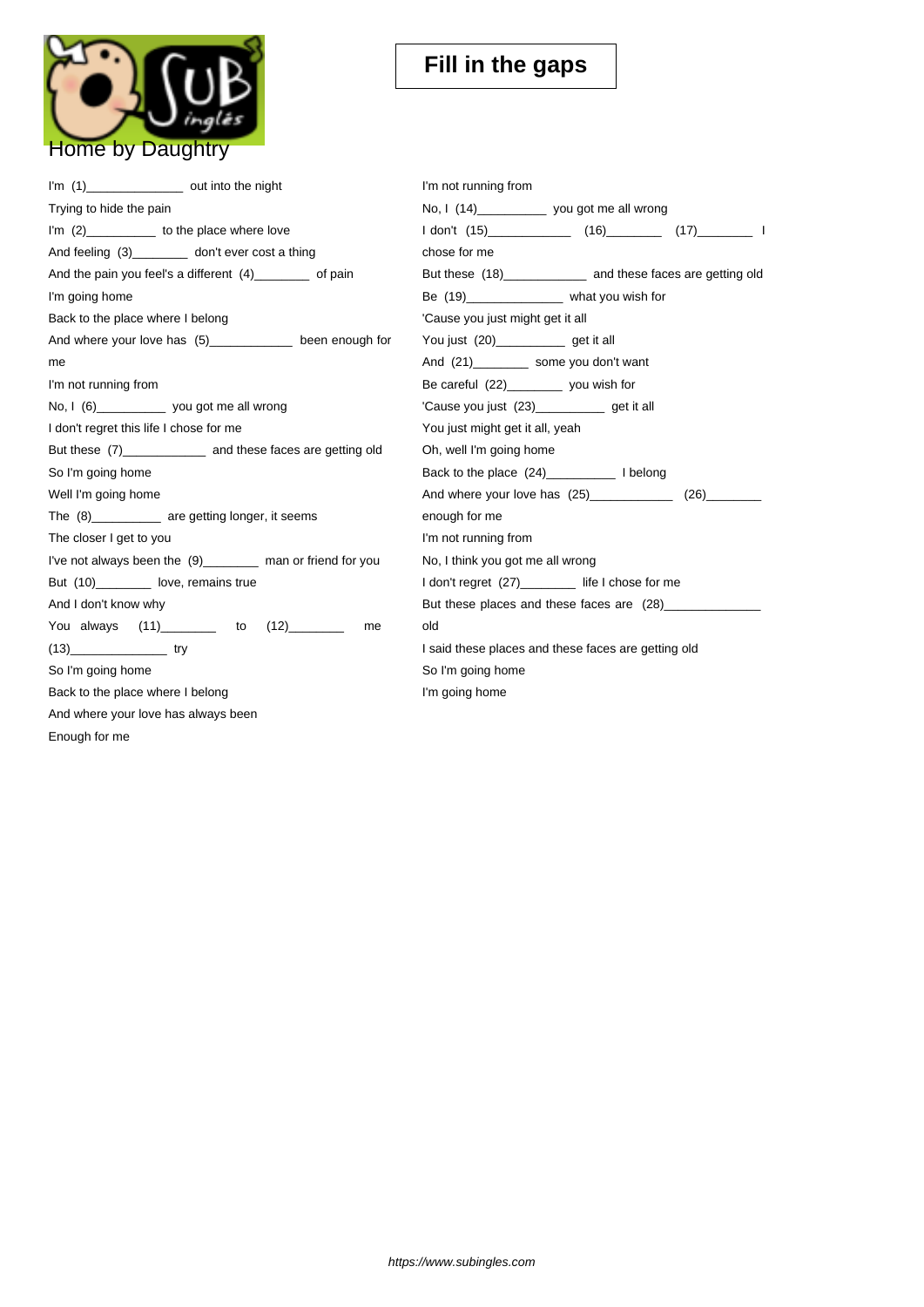# Fill in the gaps

## Home by Daughtry

I'm (1)______________ out into the night
Trying to hide the pain
I'm (2)__________ to the place where love
And feeling (3)________ don't ever cost a thing
And the pain you feel's a different (4)________ of pain
I'm going home
Back to the place where I belong
And where your love has (5)____________ been enough for me
I'm not running from
No, I (6)__________ you got me all wrong
I don't regret this life I chose for me
But these (7)____________ and these faces are getting old
So I'm going home
Well I'm going home
The (8)__________ are getting longer, it seems
The closer I get to you
I've not always been the (9)________ man or friend for you
But (10)________ love, remains true
And I don't know why
You always (11)________ to (12)________ me (13)______________ try
So I'm going home
Back to the place where I belong
And where your love has always been
Enough for me

I'm not running from
No, I (14)__________ you got me all wrong
I don't (15)____________ (16)________ (17)________ I chose for me
But these (18)____________ and these faces are getting old
Be (19)______________ what you wish for
'Cause you just might get it all
You just (20)__________ get it all
And (21)________ some you don't want
Be careful (22)________ you wish for
'Cause you just (23)__________ get it all
You just might get it all, yeah
Oh, well I'm going home
Back to the place (24)__________ I belong
And where your love has (25)____________ (26)________ enough for me
I'm not running from
No, I think you got me all wrong
I don't regret (27)________ life I chose for me
But these places and these faces are (28)______________ old
I said these places and these faces are getting old
So I'm going home
I'm going home

*https://www.subingles.com*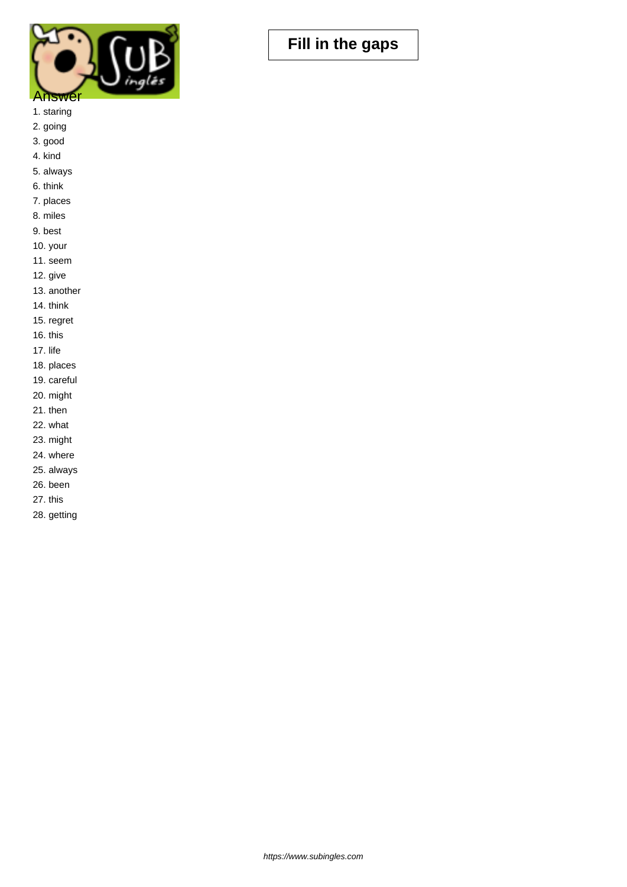# Fill in the gaps

Answer

1. staring
2. going
3. good
4. kind
5. always
6. think
7. places
8. miles
9. best
10. your
11. seem
12. give
13. another
14. think
15. regret
16. this
17. life
18. places
19. careful
20. might
21. then
22. what
23. might
24. where
25. always
26. been
27. this
28. getting